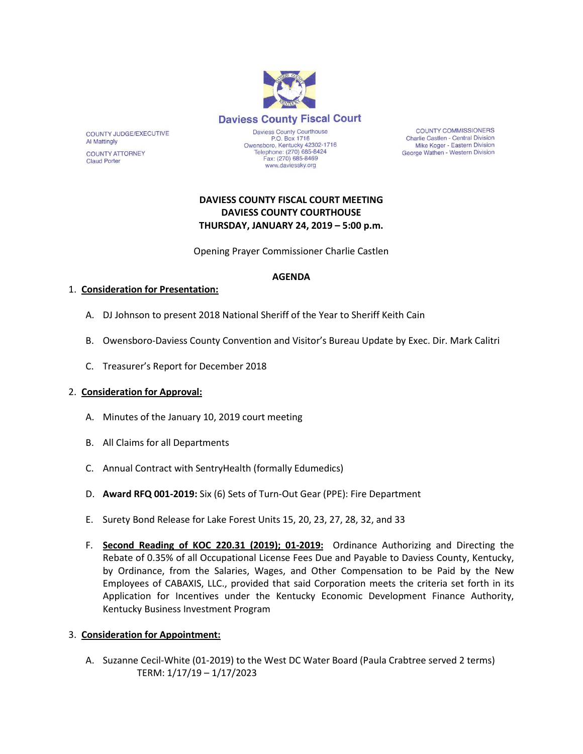Daviess County Fiscal Court

COUNTY JUDGE/EXECUTIVE
Al Mattingly

COUNTY ATTORNEY
Claud Porter

Daviess County Courthouse
P.O. Box 1716
Owensboro, Kentucky 42302-1716
Telephone: (270) 685-8424
Fax: (270) 685-8469
www.daviessky.org

COUNTY COMMISSIONERS
Charlie Castlen - Central Division
Mike Koger - Eastern Division
George Wathen - Western Division

**DAVIESS COUNTY FISCAL COURT MEETING**
**DAVIESS COUNTY COURTHOUSE**
**THURSDAY, JANUARY 24, 2019 – 5:00 p.m.**

Opening Prayer Commissioner Charlie Castlen

**AGENDA**

1. **Consideration for Presentation:**

   A. DJ Johnson to present 2018 National Sheriff of the Year to Sheriff Keith Cain

   B. Owensboro-Daviess County Convention and Visitor's Bureau Update by Exec. Dir. Mark Calitri

   C. Treasurer's Report for December 2018

2. **Consideration for Approval:**

   A. Minutes of the January 10, 2019 court meeting

   B. All Claims for all Departments

   C. Annual Contract with SentryHealth (formally Edumedics)

   D. **Award RFQ 001-2019:** Six (6) Sets of Turn-Out Gear (PPE): Fire Department

   E. Surety Bond Release for Lake Forest Units 15, 20, 23, 27, 28, 32, and 33

   F. **Second Reading of KOC 220.31 (2019); 01-2019:** Ordinance Authorizing and Directing the Rebate of 0.35% of all Occupational License Fees Due and Payable to Daviess County, Kentucky, by Ordinance, from the Salaries, Wages, and Other Compensation to be Paid by the New Employees of CABAXIS, LLC., provided that said Corporation meets the criteria set forth in its Application for Incentives under the Kentucky Economic Development Finance Authority, Kentucky Business Investment Program

3. **Consideration for Appointment:**

   A. Suzanne Cecil-White (01-2019) to the West DC Water Board (Paula Crabtree served 2 terms)
   TERM: 1/17/19 – 1/17/2023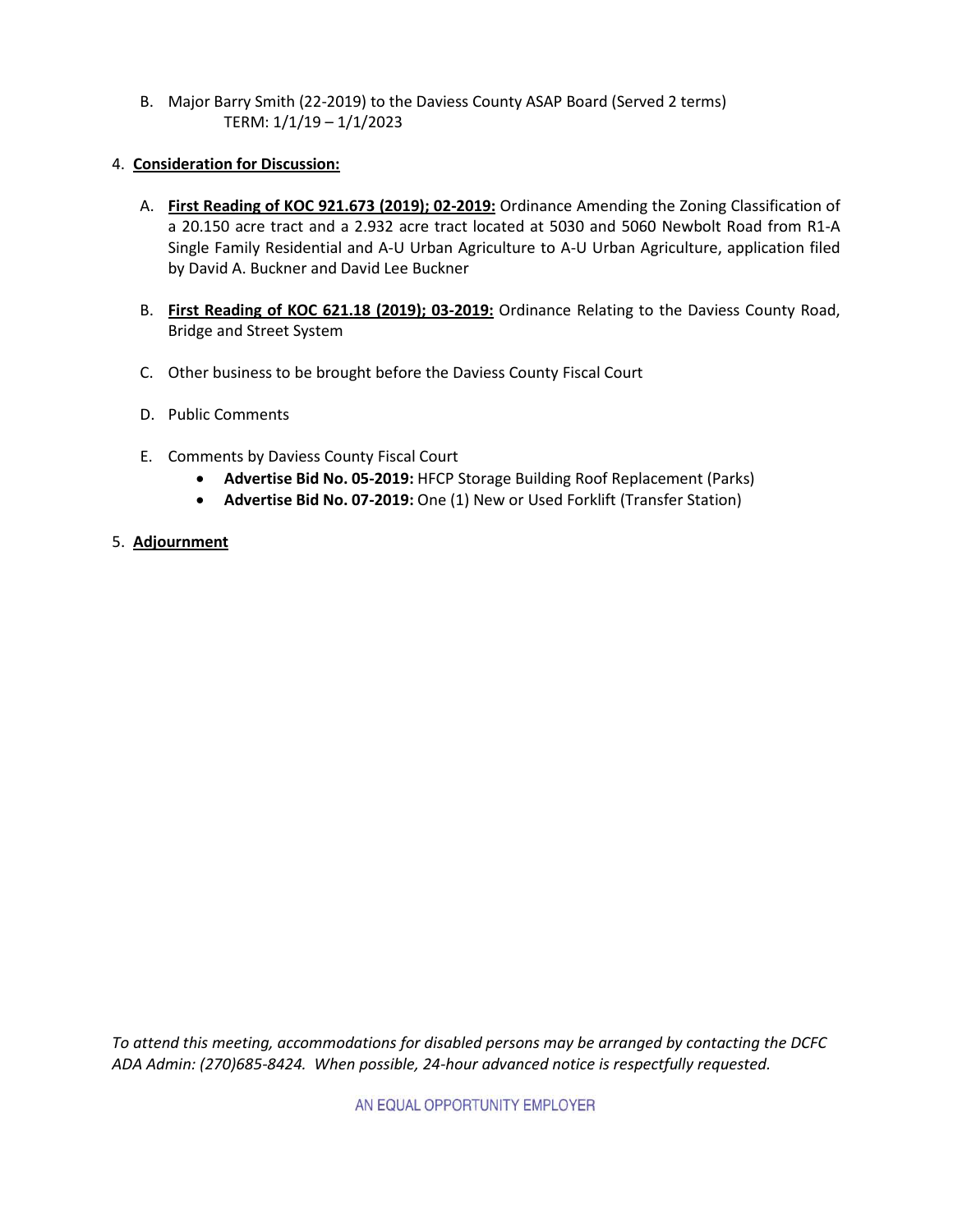B. Major Barry Smith (22-2019) to the Daviess County ASAP Board (Served 2 terms)
TERM: 1/1/19 – 1/1/2023

4. **Consideration for Discussion:**

   A. **First Reading of KOC 921.673 (2019); 02-2019:** Ordinance Amending the Zoning Classification of a 20.150 acre tract and a 2.932 acre tract located at 5030 and 5060 Newbolt Road from R1-A Single Family Residential and A-U Urban Agriculture to A-U Urban Agriculture, application filed by David A. Buckner and David Lee Buckner

   B. **First Reading of KOC 621.18 (2019); 03-2019:** Ordinance Relating to the Daviess County Road, Bridge and Street System

   C. Other business to be brought before the Daviess County Fiscal Court

   D. Public Comments

   E. Comments by Daviess County Fiscal Court
      - **Advertise Bid No. 05-2019:** HFCP Storage Building Roof Replacement (Parks)
      - **Advertise Bid No. 07-2019:** One (1) New or Used Forklift (Transfer Station)

5. **Adjournment**

*To attend this meeting, accommodations for disabled persons may be arranged by contacting the DCFC ADA Admin: (270)685-8424. When possible, 24-hour advanced notice is respectfully requested.*

AN EQUAL OPPORTUNITY EMPLOYER